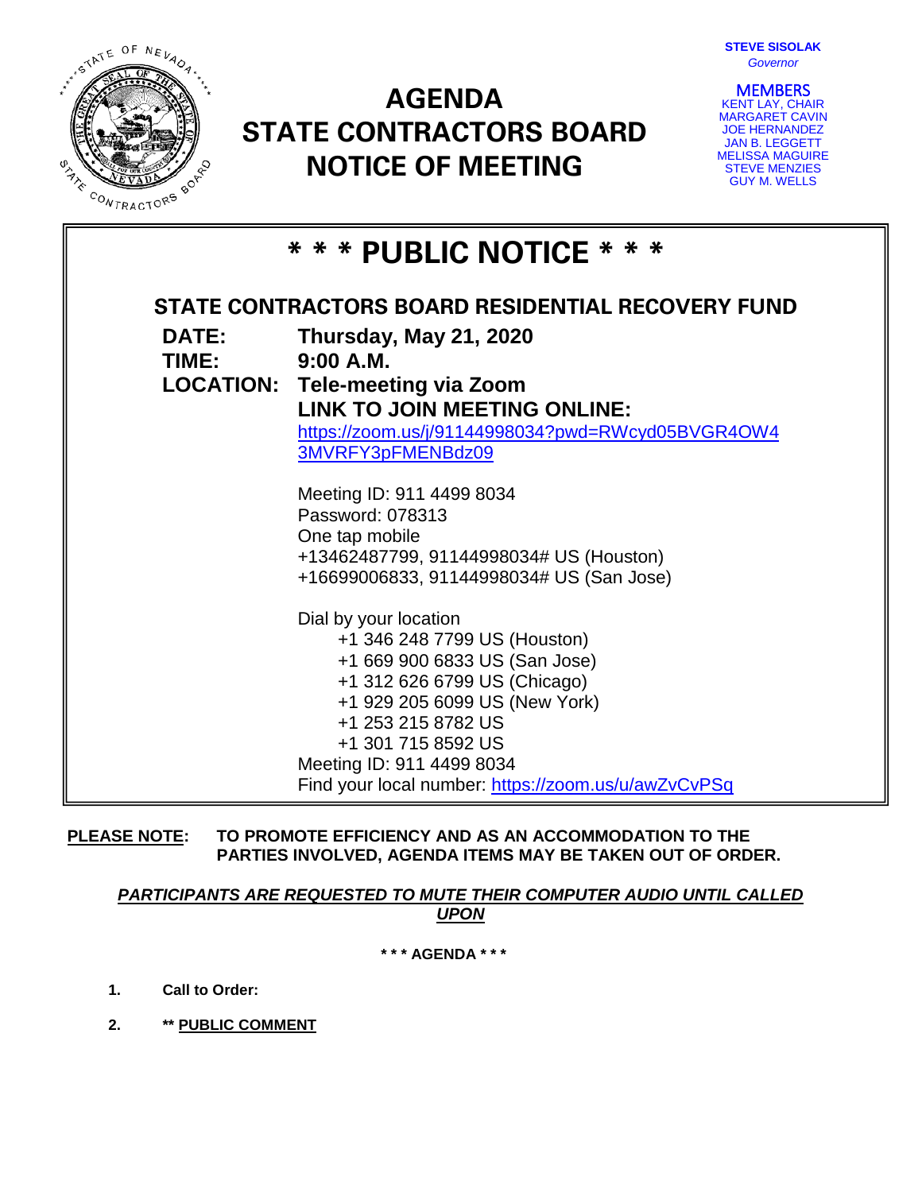STEVE SISOLAK
*Governor*

# AGENDA
# STATE CONTRACTORS BOARD
# NOTICE OF MEETING

MEMBERS
KENT LAY, CHAIR
MARGARET CAVIN
JOE HERNANDEZ
JAN B. LEGGETT
MELISSA MAGUIRE
STEVE MENZIES
GUY M. WELLS

## * * * PUBLIC NOTICE * * *

### STATE CONTRACTORS BOARD RESIDENTIAL RECOVERY FUND

**DATE:** **Thursday, May 21, 2020**

**TIME:** **9:00 A.M.**

**LOCATION:** **Tele-meeting via Zoom**

**LINK TO JOIN MEETING ONLINE:**
[https://zoom.us/j/91144998034?pwd=RWcyd05BVGR4OW43MVRFY3pFMENBdz09](https://zoom.us/j/91144998034?pwd=RWcyd05BVGR4OW43MVRFY3pFMENBdz09)

Meeting ID: 911 4499 8034
Password: 078313
One tap mobile
+13462487799, 91144998034# US (Houston)
+16699006833, 91144998034# US (San Jose)

Dial by your location
+1 346 248 7799 US (Houston)
+1 669 900 6833 US (San Jose)
+1 312 626 6799 US (Chicago)
+1 929 205 6099 US (New York)
+1 253 215 8782 US
+1 301 715 8592 US
Meeting ID: 911 4499 8034
Find your local number: [https://zoom.us/u/awZvCvPSq](https://zoom.us/u/awZvCvPSq)

**PLEASE NOTE: TO PROMOTE EFFICIENCY AND AS AN ACCOMMODATION TO THE PARTIES INVOLVED, AGENDA ITEMS MAY BE TAKEN OUT OF ORDER.**

***PARTICIPANTS ARE REQUESTED TO MUTE THEIR COMPUTER AUDIO UNTIL CALLED UPON***

**\* \* \* AGENDA \* \* \***

1. **Call to Order:**
2. **\*\* PUBLIC COMMENT**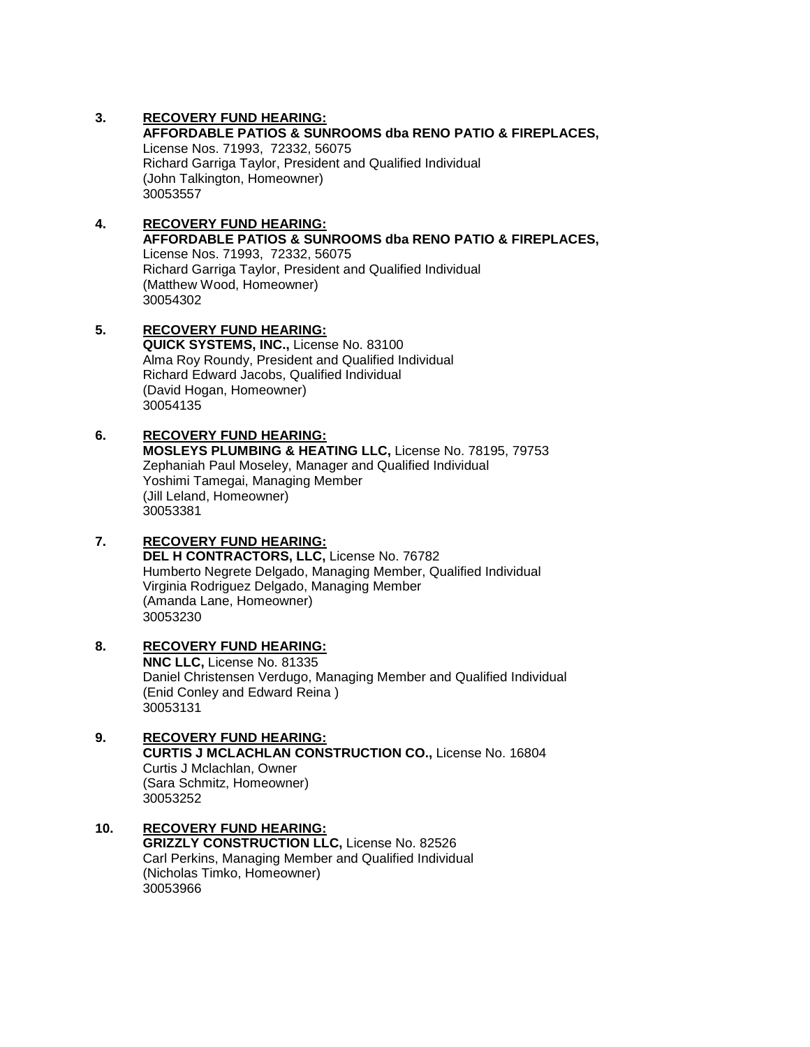3. **RECOVERY FUND HEARING:**
   **AFFORDABLE PATIOS & SUNROOMS dba RENO PATIO & FIREPLACES,**
   License Nos. 71993, 72332, 56075
   Richard Garriga Taylor, President and Qualified Individual
   (John Talkington, Homeowner)
   30053557

4. **RECOVERY FUND HEARING:**
   **AFFORDABLE PATIOS & SUNROOMS dba RENO PATIO & FIREPLACES,**
   License Nos. 71993, 72332, 56075
   Richard Garriga Taylor, President and Qualified Individual
   (Matthew Wood, Homeowner)
   30054302

5. **RECOVERY FUND HEARING:**
   **QUICK SYSTEMS, INC.,** License No. 83100
   Alma Roy Roundy, President and Qualified Individual
   Richard Edward Jacobs, Qualified Individual
   (David Hogan, Homeowner)
   30054135

6. **RECOVERY FUND HEARING:**
   **MOSLEYS PLUMBING & HEATING LLC,** License No. 78195, 79753
   Zephaniah Paul Moseley, Manager and Qualified Individual
   Yoshimi Tamegai, Managing Member
   (Jill Leland, Homeowner)
   30053381

7. **RECOVERY FUND HEARING:**
   **DEL H CONTRACTORS, LLC,** License No. 76782
   Humberto Negrete Delgado, Managing Member, Qualified Individual
   Virginia Rodriguez Delgado, Managing Member
   (Amanda Lane, Homeowner)
   30053230

8. **RECOVERY FUND HEARING:**
   **NNC LLC,** License No. 81335
   Daniel Christensen Verdugo, Managing Member and Qualified Individual
   (Enid Conley and Edward Reina )
   30053131

9. **RECOVERY FUND HEARING:**
   **CURTIS J MCLACHLAN CONSTRUCTION CO.,** License No. 16804
   Curtis J Mclachlan, Owner
   (Sara Schmitz, Homeowner)
   30053252

10. **RECOVERY FUND HEARING:**
    **GRIZZLY CONSTRUCTION LLC,** License No. 82526
    Carl Perkins, Managing Member and Qualified Individual
    (Nicholas Timko, Homeowner)
    30053966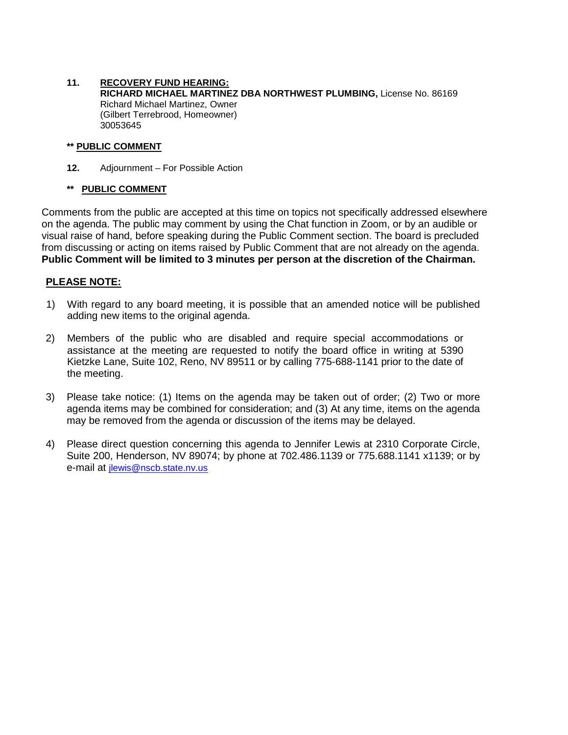**11.** **RECOVERY FUND HEARING:**
**RICHARD MICHAEL MARTINEZ DBA NORTHWEST PLUMBING,** License No. 86169
Richard Michael Martinez, Owner
(Gilbert Terrebrood, Homeowner)
30053645

**\*\* PUBLIC COMMENT**

**12.** Adjournment – For Possible Action

**\*\* PUBLIC COMMENT**

Comments from the public are accepted at this time on topics not specifically addressed elsewhere on the agenda. The public may comment by using the Chat function in Zoom, or by an audible or visual raise of hand, before speaking during the Public Comment section. The board is precluded from discussing or acting on items raised by Public Comment that are not already on the agenda. **Public Comment will be limited to 3 minutes per person at the discretion of the Chairman.**

**PLEASE NOTE:**

1) With regard to any board meeting, it is possible that an amended notice will be published adding new items to the original agenda.

2) Members of the public who are disabled and require special accommodations or assistance at the meeting are requested to notify the board office in writing at 5390 Kietzke Lane, Suite 102, Reno, NV 89511 or by calling 775-688-1141 prior to the date of the meeting.

3) Please take notice: (1) Items on the agenda may be taken out of order; (2) Two or more agenda items may be combined for consideration; and (3) At any time, items on the agenda may be removed from the agenda or discussion of the items may be delayed.

4) Please direct question concerning this agenda to Jennifer Lewis at 2310 Corporate Circle, Suite 200, Henderson, NV 89074; by phone at 702.486.1139 or 775.688.1141 x1139; or by e-mail at jlewis@nscb.state.nv.us